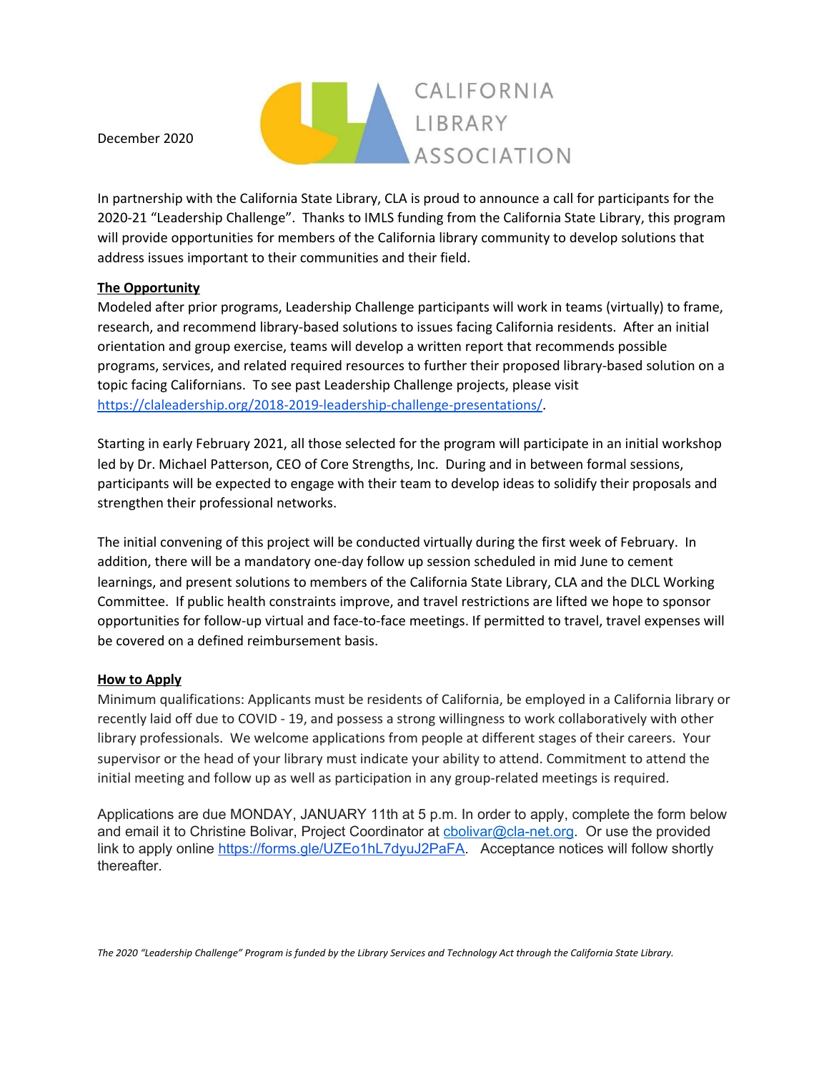December 2020

CALIFORNIA LIBRARY ASSOCIATION

In partnership with the California State Library, CLA is proud to announce a call for participants for the 2020-21 "Leadership Challenge". Thanks to IMLS funding from the California State Library, this program will provide opportunities for members of the California library community to develop solutions that address issues important to their communities and their field.

**The Opportunity**

Modeled after prior programs, Leadership Challenge participants will work in teams (virtually) to frame, research, and recommend library-based solutions to issues facing California residents. After an initial orientation and group exercise, teams will develop a written report that recommends possible programs, services, and related required resources to further their proposed library-based solution on a topic facing Californians. To see past Leadership Challenge projects, please visit https://claleadership.org/2018-2019-leadership-challenge-presentations/.

Starting in early February 2021, all those selected for the program will participate in an initial workshop led by Dr. Michael Patterson, CEO of Core Strengths, Inc. During and in between formal sessions, participants will be expected to engage with their team to develop ideas to solidify their proposals and strengthen their professional networks.

The initial convening of this project will be conducted virtually during the first week of February. In addition, there will be a mandatory one-day follow up session scheduled in mid June to cement learnings, and present solutions to members of the California State Library, CLA and the DLCL Working Committee. If public health constraints improve, and travel restrictions are lifted we hope to sponsor opportunities for follow-up virtual and face-to-face meetings. If permitted to travel, travel expenses will be covered on a defined reimbursement basis.

**How to Apply**

Minimum qualifications: Applicants must be residents of California, be employed in a California library or recently laid off due to COVID - 19, and possess a strong willingness to work collaboratively with other library professionals. We welcome applications from people at different stages of their careers. Your supervisor or the head of your library must indicate your ability to attend. Commitment to attend the initial meeting and follow up as well as participation in any group-related meetings is required.

Applications are due MONDAY, JANUARY 11th at 5 p.m. In order to apply, complete the form below and email it to Christine Bolivar, Project Coordinator at cbolivar@cla-net.org. Or use the provided link to apply online https://forms.gle/UZEo1hL7dyuJ2PaFA. Acceptance notices will follow shortly thereafter.

*The 2020 "Leadership Challenge" Program is funded by the Library Services and Technology Act through the California State Library.*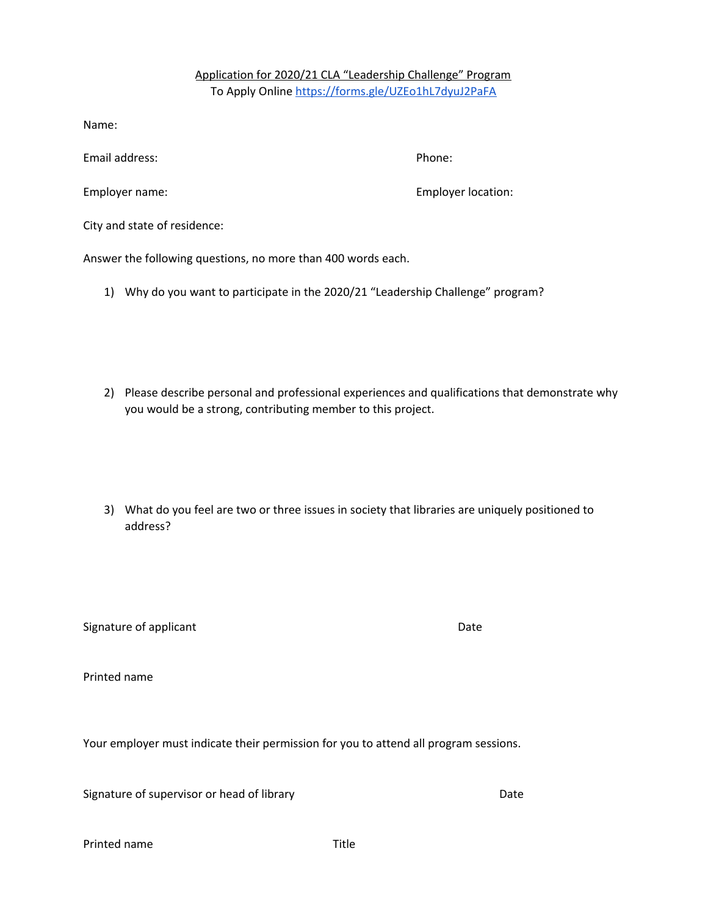Application for 2020/21 CLA "Leadership Challenge" Program

To Apply Online [https://forms.gle/UZEo1hL7dyuJ2PaFA](https://forms.gle/UZEo1hL7dyuJ2PaFA)

Name:

Email address: Phone:

Employer name: Employer location:

City and state of residence:

Answer the following questions, no more than 400 words each.

1) Why do you want to participate in the 2020/21 "Leadership Challenge" program?

2) Please describe personal and professional experiences and qualifications that demonstrate why you would be a strong, contributing member to this project.

3) What do you feel are two or three issues in society that libraries are uniquely positioned to address?

Signature of applicant Date

Printed name

Your employer must indicate their permission for you to attend all program sessions.

Signature of supervisor or head of library Date

Printed name Title